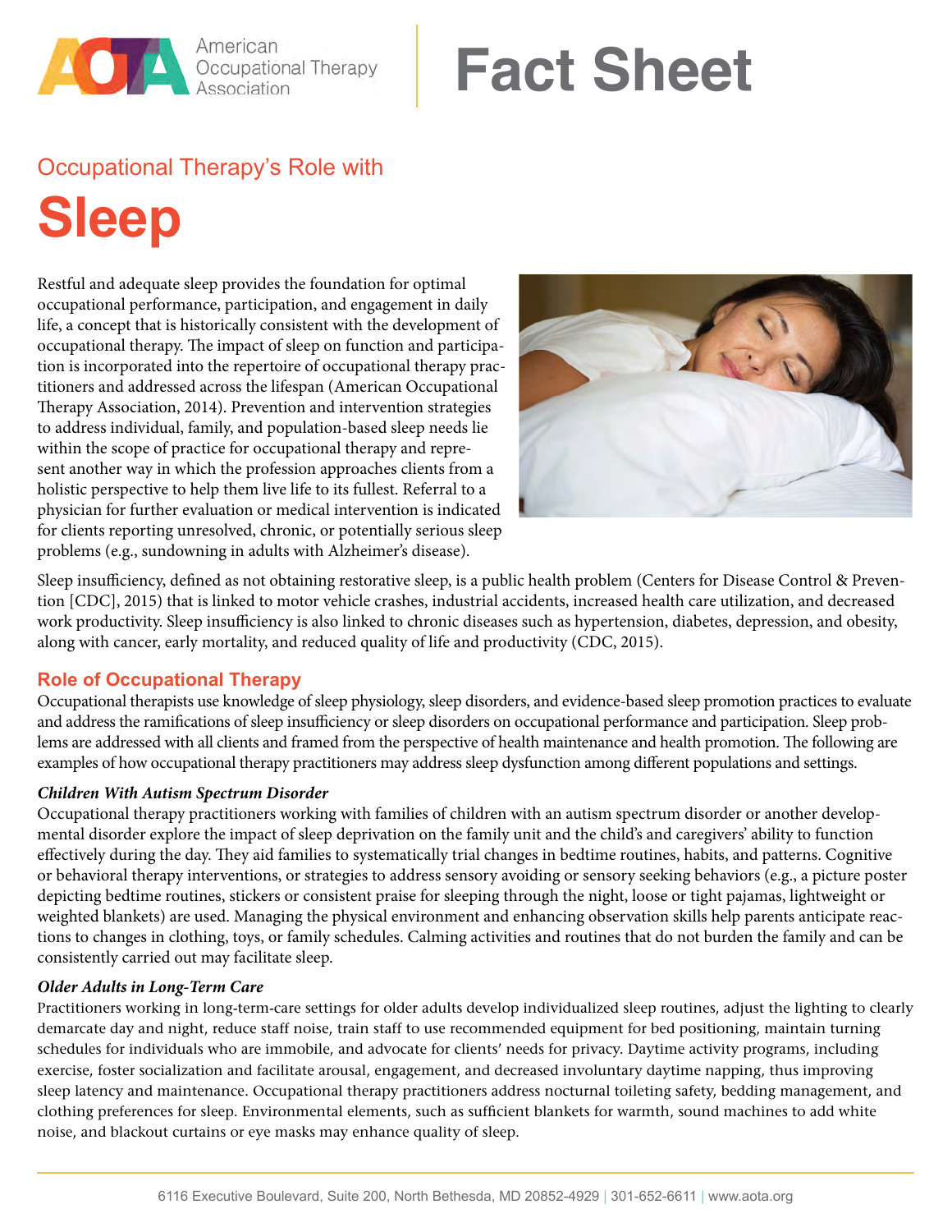American Occupational Therapy Association

# Fact Sheet

## Occupational Therapy's Role with

# Sleep

Restful and adequate sleep provides the foundation for optimal occupational performance, participation, and engagement in daily life, a concept that is historically consistent with the development of occupational therapy. The impact of sleep on function and participation is incorporated into the repertoire of occupational therapy practitioners and addressed across the lifespan (American Occupational Therapy Association, 2014). Prevention and intervention strategies to address individual, family, and population-based sleep needs lie within the scope of practice for occupational therapy and represent another way in which the profession approaches clients from a holistic perspective to help them live life to its fullest. Referral to a physician for further evaluation or medical intervention is indicated for clients reporting unresolved, chronic, or potentially serious sleep problems (e.g., sundowning in adults with Alzheimer's disease).

Sleep insufficiency, defined as not obtaining restorative sleep, is a public health problem (Centers for Disease Control & Prevention [CDC], 2015) that is linked to motor vehicle crashes, industrial accidents, increased health care utilization, and decreased work productivity. Sleep insufficiency is also linked to chronic diseases such as hypertension, diabetes, depression, and obesity, along with cancer, early mortality, and reduced quality of life and productivity (CDC, 2015).

## Role of Occupational Therapy

Occupational therapists use knowledge of sleep physiology, sleep disorders, and evidence-based sleep promotion practices to evaluate and address the ramifications of sleep insufficiency or sleep disorders on occupational performance and participation. Sleep problems are addressed with all clients and framed from the perspective of health maintenance and health promotion. The following are examples of how occupational therapy practitioners may address sleep dysfunction among different populations and settings.

### *Children With Autism Spectrum Disorder*

Occupational therapy practitioners working with families of children with an autism spectrum disorder or another developmental disorder explore the impact of sleep deprivation on the family unit and the child's and caregivers' ability to function effectively during the day. They aid families to systematically trial changes in bedtime routines, habits, and patterns. Cognitive or behavioral therapy interventions, or strategies to address sensory avoiding or sensory seeking behaviors (e.g., a picture poster depicting bedtime routines, stickers or consistent praise for sleeping through the night, loose or tight pajamas, lightweight or weighted blankets) are used. Managing the physical environment and enhancing observation skills help parents anticipate reactions to changes in clothing, toys, or family schedules. Calming activities and routines that do not burden the family and can be consistently carried out may facilitate sleep.

### *Older Adults in Long-Term Care*

Practitioners working in long-term-care settings for older adults develop individualized sleep routines, adjust the lighting to clearly demarcate day and night, reduce staff noise, train staff to use recommended equipment for bed positioning, maintain turning schedules for individuals who are immobile, and advocate for clients' needs for privacy. Daytime activity programs, including exercise, foster socialization and facilitate arousal, engagement, and decreased involuntary daytime napping, thus improving sleep latency and maintenance. Occupational therapy practitioners address nocturnal toileting safety, bedding management, and clothing preferences for sleep. Environmental elements, such as sufficient blankets for warmth, sound machines to add white noise, and blackout curtains or eye masks may enhance quality of sleep.

6116 Executive Boulevard, Suite 200, North Bethesda, MD 20852-4929 | 301-652-6611 | www.aota.org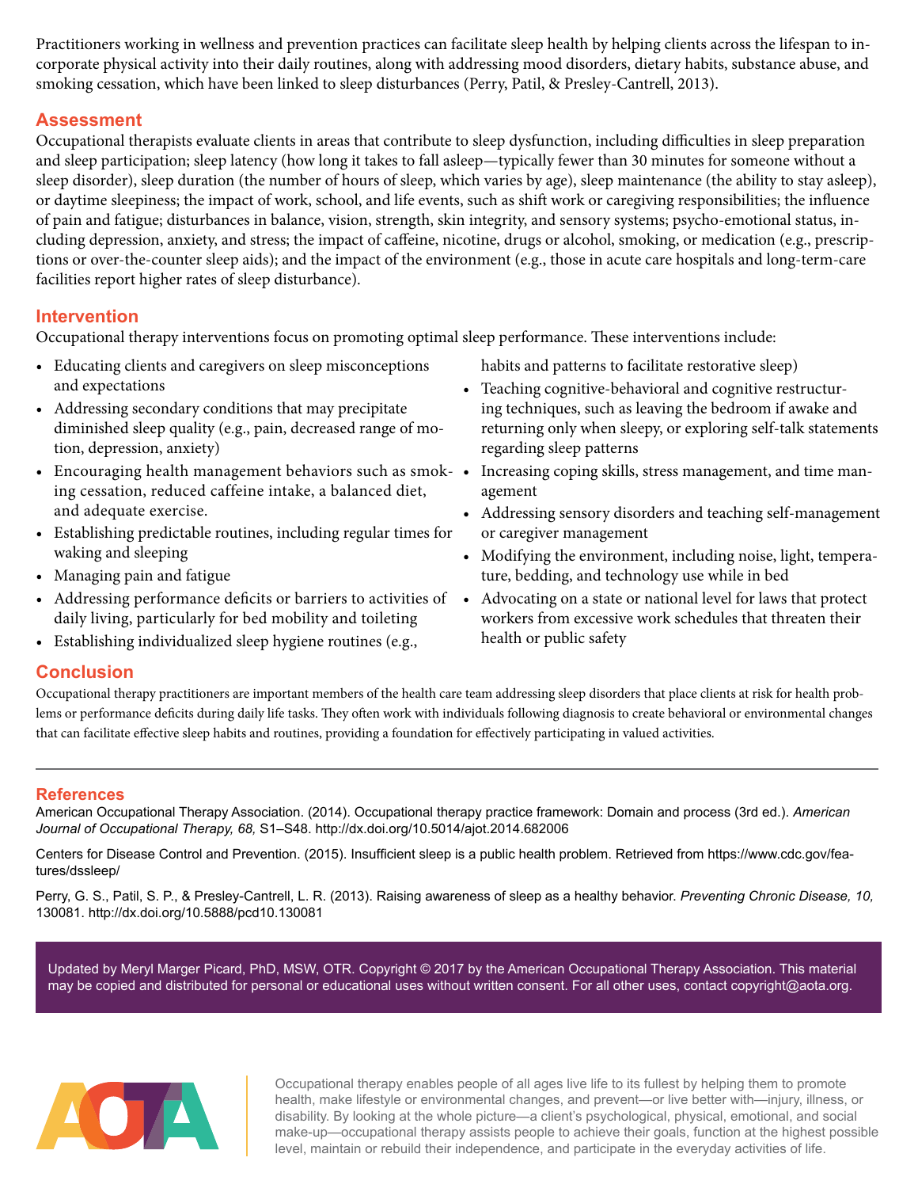Practitioners working in wellness and prevention practices can facilitate sleep health by helping clients across the lifespan to incorporate physical activity into their daily routines, along with addressing mood disorders, dietary habits, substance abuse, and smoking cessation, which have been linked to sleep disturbances (Perry, Patil, & Presley-Cantrell, 2013).

## Assessment

Occupational therapists evaluate clients in areas that contribute to sleep dysfunction, including difficulties in sleep preparation and sleep participation; sleep latency (how long it takes to fall asleep—typically fewer than 30 minutes for someone without a sleep disorder), sleep duration (the number of hours of sleep, which varies by age), sleep maintenance (the ability to stay asleep), or daytime sleepiness; the impact of work, school, and life events, such as shift work or caregiving responsibilities; the influence of pain and fatigue; disturbances in balance, vision, strength, skin integrity, and sensory systems; psycho-emotional status, including depression, anxiety, and stress; the impact of caffeine, nicotine, drugs or alcohol, smoking, or medication (e.g., prescriptions or over-the-counter sleep aids); and the impact of the environment (e.g., those in acute care hospitals and long-term-care facilities report higher rates of sleep disturbance).

## Intervention

Occupational therapy interventions focus on promoting optimal sleep performance. These interventions include:

- Educating clients and caregivers on sleep misconceptions and expectations
- Addressing secondary conditions that may precipitate diminished sleep quality (e.g., pain, decreased range of motion, depression, anxiety)
- Encouraging health management behaviors such as smoking cessation, reduced caffeine intake, a balanced diet, and adequate exercise.
- Establishing predictable routines, including regular times for waking and sleeping
- Managing pain and fatigue
- Addressing performance deficits or barriers to activities of daily living, particularly for bed mobility and toileting
- Establishing individualized sleep hygiene routines (e.g., habits and patterns to facilitate restorative sleep)
- Teaching cognitive-behavioral and cognitive restructuring techniques, such as leaving the bedroom if awake and returning only when sleepy, or exploring self-talk statements regarding sleep patterns
- Increasing coping skills, stress management, and time management
- Addressing sensory disorders and teaching self-management or caregiver management
- Modifying the environment, including noise, light, temperature, bedding, and technology use while in bed
- Advocating on a state or national level for laws that protect workers from excessive work schedules that threaten their health or public safety

## Conclusion

Occupational therapy practitioners are important members of the health care team addressing sleep disorders that place clients at risk for health problems or performance deficits during daily life tasks. They often work with individuals following diagnosis to create behavioral or environmental changes that can facilitate effective sleep habits and routines, providing a foundation for effectively participating in valued activities.

---

## References

American Occupational Therapy Association. (2014). Occupational therapy practice framework: Domain and process (3rd ed.). *American Journal of Occupational Therapy, 68,* S1–S48. http://dx.doi.org/10.5014/ajot.2014.682006

Centers for Disease Control and Prevention. (2015). Insufficient sleep is a public health problem. Retrieved from https://www.cdc.gov/features/dssleep/

Perry, G. S., Patil, S. P., & Presley-Cantrell, L. R. (2013). Raising awareness of sleep as a healthy behavior. *Preventing Chronic Disease, 10,* 130081. http://dx.doi.org/10.5888/pcd10.130081

Updated by Meryl Marger Picard, PhD, MSW, OTR. Copyright © 2017 by the American Occupational Therapy Association. This material may be copied and distributed for personal or educational uses without written consent. For all other uses, contact copyright@aota.org.

AOTA

Occupational therapy enables people of all ages live life to its fullest by helping them to promote health, make lifestyle or environmental changes, and prevent—or live better with—injury, illness, or disability. By looking at the whole picture—a client's psychological, physical, emotional, and social make-up—occupational therapy assists people to achieve their goals, function at the highest possible level, maintain or rebuild their independence, and participate in the everyday activities of life.